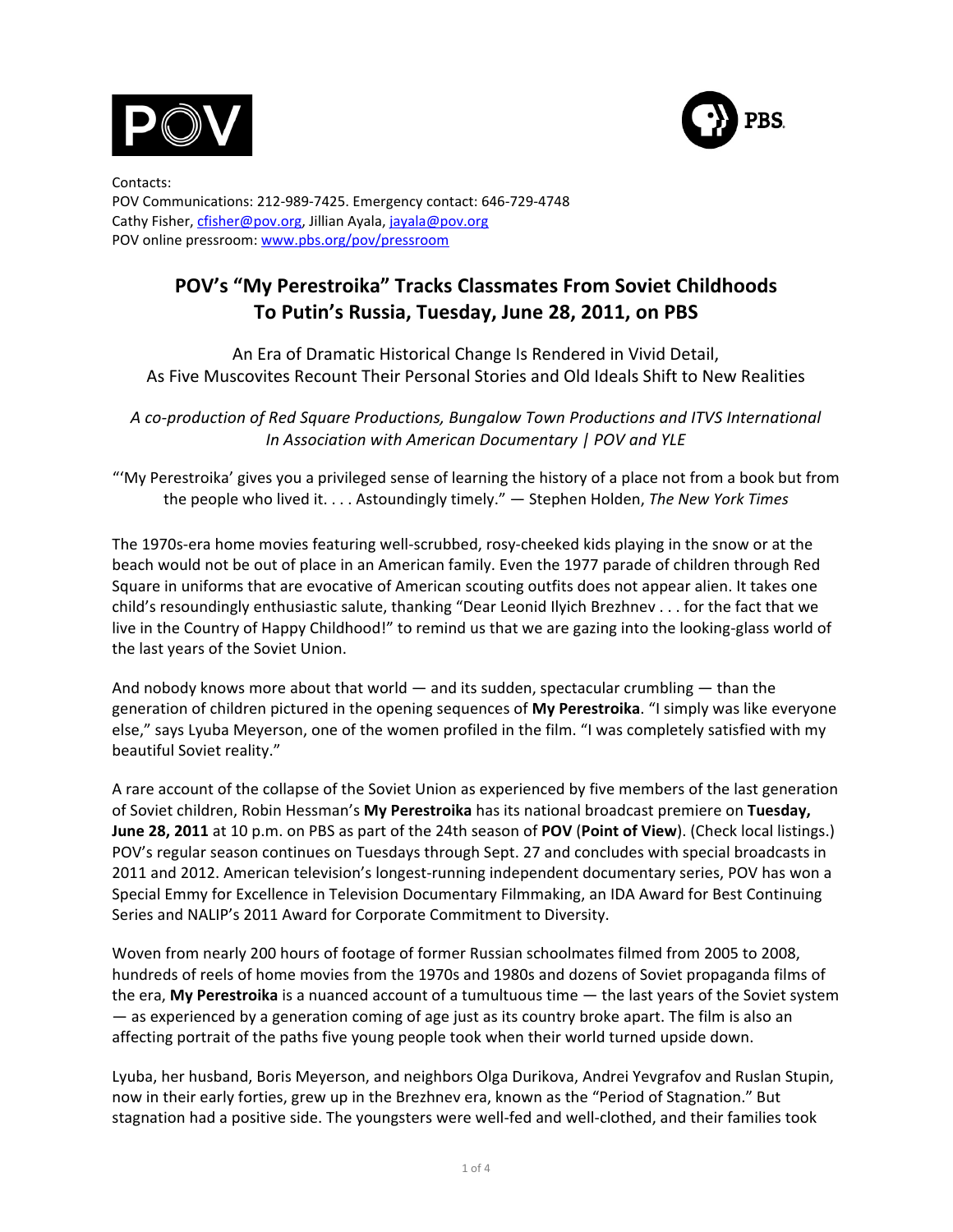Contacts:
POV Communications: 212-989-7425. Emergency contact: 646-729-4748
Cathy Fisher, cfisher@pov.org, Jillian Ayala, jayala@pov.org
POV online pressroom: www.pbs.org/pov/pressroom

# POV's "My Perestroika" Tracks Classmates From Soviet Childhoods To Putin's Russia, Tuesday, June 28, 2011, on PBS

An Era of Dramatic Historical Change Is Rendered in Vivid Detail,
As Five Muscovites Recount Their Personal Stories and Old Ideals Shift to New Realities

*A co-production of Red Square Productions, Bungalow Town Productions and ITVS International In Association with American Documentary | POV and YLE*

"'My Perestroika' gives you a privileged sense of learning the history of a place not from a book but from the people who lived it. . . . Astoundingly timely." — Stephen Holden, *The New York Times*

The 1970s-era home movies featuring well-scrubbed, rosy-cheeked kids playing in the snow or at the beach would not be out of place in an American family. Even the 1977 parade of children through Red Square in uniforms that are evocative of American scouting outfits does not appear alien. It takes one child's resoundingly enthusiastic salute, thanking "Dear Leonid Ilyich Brezhnev . . . for the fact that we live in the Country of Happy Childhood!" to remind us that we are gazing into the looking-glass world of the last years of the Soviet Union.

And nobody knows more about that world — and its sudden, spectacular crumbling — than the generation of children pictured in the opening sequences of **My Perestroika**. "I simply was like everyone else," says Lyuba Meyerson, one of the women profiled in the film. "I was completely satisfied with my beautiful Soviet reality."

A rare account of the collapse of the Soviet Union as experienced by five members of the last generation of Soviet children, Robin Hessman's **My Perestroika** has its national broadcast premiere on **Tuesday, June 28, 2011** at 10 p.m. on PBS as part of the 24th season of **POV** (**Point of View**). (Check local listings.) POV's regular season continues on Tuesdays through Sept. 27 and concludes with special broadcasts in 2011 and 2012. American television's longest-running independent documentary series, POV has won a Special Emmy for Excellence in Television Documentary Filmmaking, an IDA Award for Best Continuing Series and NALIP's 2011 Award for Corporate Commitment to Diversity.

Woven from nearly 200 hours of footage of former Russian schoolmates filmed from 2005 to 2008, hundreds of reels of home movies from the 1970s and 1980s and dozens of Soviet propaganda films of the era, **My Perestroika** is a nuanced account of a tumultuous time — the last years of the Soviet system — as experienced by a generation coming of age just as its country broke apart. The film is also an affecting portrait of the paths five young people took when their world turned upside down.

Lyuba, her husband, Boris Meyerson, and neighbors Olga Durikova, Andrei Yevgrafov and Ruslan Stupin, now in their early forties, grew up in the Brezhnev era, known as the "Period of Stagnation." But stagnation had a positive side. The youngsters were well-fed and well-clothed, and their families took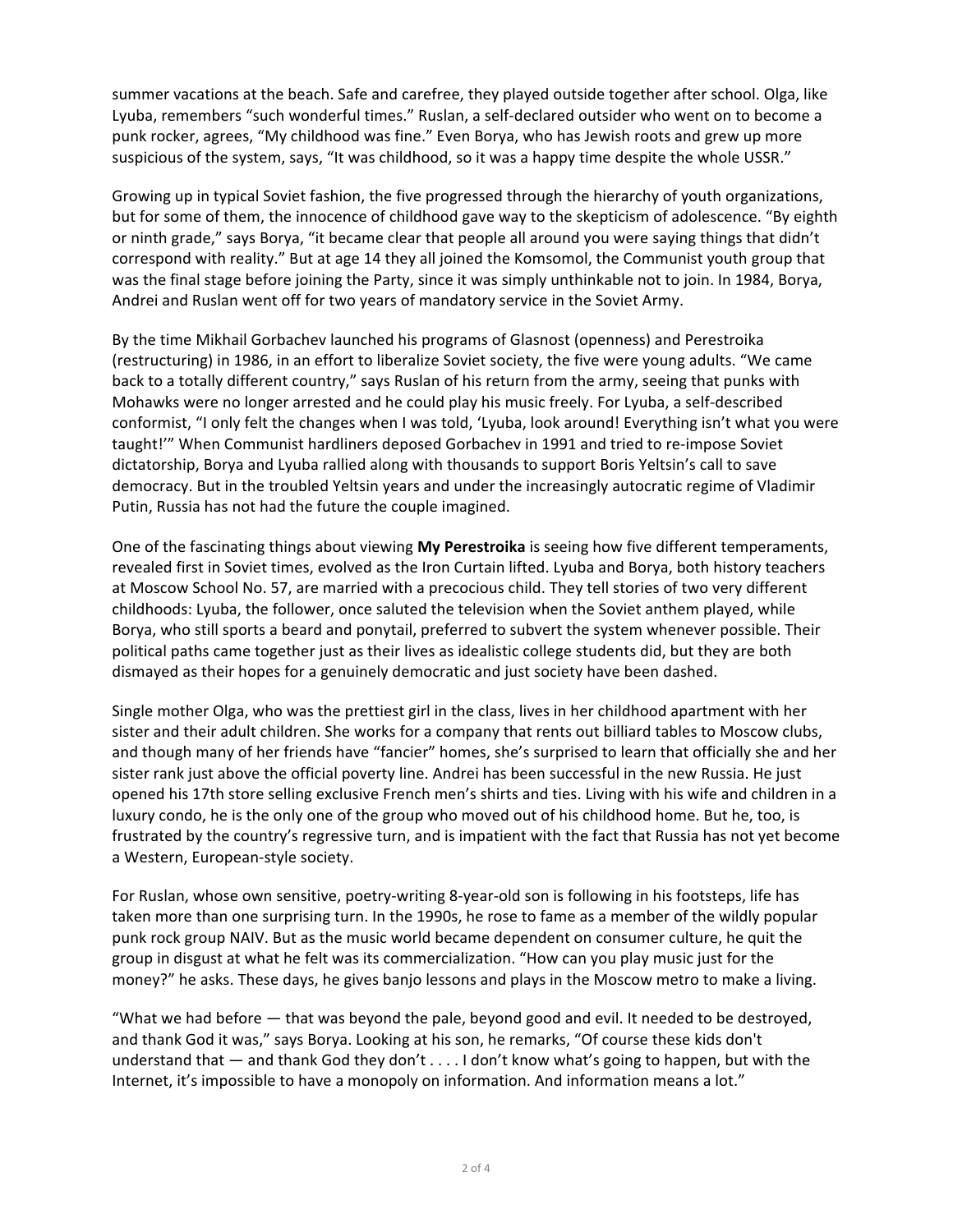summer vacations at the beach. Safe and carefree, they played outside together after school. Olga, like Lyuba, remembers "such wonderful times." Ruslan, a self-declared outsider who went on to become a punk rocker, agrees, "My childhood was fine." Even Borya, who has Jewish roots and grew up more suspicious of the system, says, "It was childhood, so it was a happy time despite the whole USSR."

Growing up in typical Soviet fashion, the five progressed through the hierarchy of youth organizations, but for some of them, the innocence of childhood gave way to the skepticism of adolescence. "By eighth or ninth grade," says Borya, "it became clear that people all around you were saying things that didn't correspond with reality." But at age 14 they all joined the Komsomol, the Communist youth group that was the final stage before joining the Party, since it was simply unthinkable not to join. In 1984, Borya, Andrei and Ruslan went off for two years of mandatory service in the Soviet Army.

By the time Mikhail Gorbachev launched his programs of Glasnost (openness) and Perestroika (restructuring) in 1986, in an effort to liberalize Soviet society, the five were young adults. "We came back to a totally different country," says Ruslan of his return from the army, seeing that punks with Mohawks were no longer arrested and he could play his music freely. For Lyuba, a self-described conformist, "I only felt the changes when I was told, 'Lyuba, look around! Everything isn't what you were taught!'" When Communist hardliners deposed Gorbachev in 1991 and tried to re-impose Soviet dictatorship, Borya and Lyuba rallied along with thousands to support Boris Yeltsin's call to save democracy. But in the troubled Yeltsin years and under the increasingly autocratic regime of Vladimir Putin, Russia has not had the future the couple imagined.

One of the fascinating things about viewing **My Perestroika** is seeing how five different temperaments, revealed first in Soviet times, evolved as the Iron Curtain lifted. Lyuba and Borya, both history teachers at Moscow School No. 57, are married with a precocious child. They tell stories of two very different childhoods: Lyuba, the follower, once saluted the television when the Soviet anthem played, while Borya, who still sports a beard and ponytail, preferred to subvert the system whenever possible. Their political paths came together just as their lives as idealistic college students did, but they are both dismayed as their hopes for a genuinely democratic and just society have been dashed.

Single mother Olga, who was the prettiest girl in the class, lives in her childhood apartment with her sister and their adult children. She works for a company that rents out billiard tables to Moscow clubs, and though many of her friends have "fancier" homes, she's surprised to learn that officially she and her sister rank just above the official poverty line. Andrei has been successful in the new Russia. He just opened his 17th store selling exclusive French men's shirts and ties. Living with his wife and children in a luxury condo, he is the only one of the group who moved out of his childhood home. But he, too, is frustrated by the country's regressive turn, and is impatient with the fact that Russia has not yet become a Western, European-style society.

For Ruslan, whose own sensitive, poetry-writing 8-year-old son is following in his footsteps, life has taken more than one surprising turn. In the 1990s, he rose to fame as a member of the wildly popular punk rock group NAIV. But as the music world became dependent on consumer culture, he quit the group in disgust at what he felt was its commercialization. "How can you play music just for the money?" he asks. These days, he gives banjo lessons and plays in the Moscow metro to make a living.

"What we had before — that was beyond the pale, beyond good and evil. It needed to be destroyed, and thank God it was," says Borya. Looking at his son, he remarks, "Of course these kids don't understand that — and thank God they don't . . . . I don't know what's going to happen, but with the Internet, it's impossible to have a monopoly on information. And information means a lot."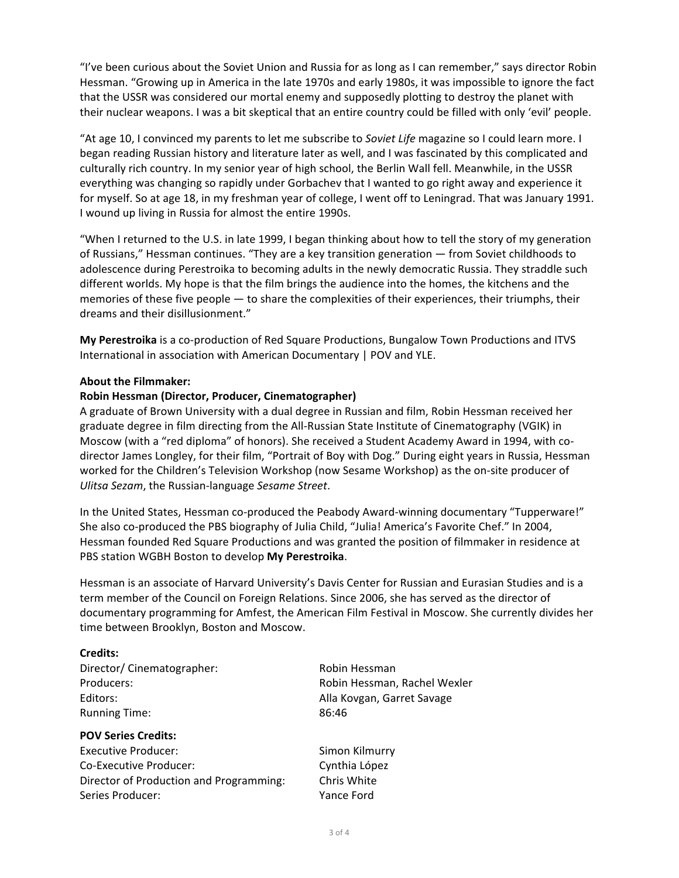"I've been curious about the Soviet Union and Russia for as long as I can remember," says director Robin Hessman. "Growing up in America in the late 1970s and early 1980s, it was impossible to ignore the fact that the USSR was considered our mortal enemy and supposedly plotting to destroy the planet with their nuclear weapons. I was a bit skeptical that an entire country could be filled with only 'evil' people.

"At age 10, I convinced my parents to let me subscribe to *Soviet Life* magazine so I could learn more. I began reading Russian history and literature later as well, and I was fascinated by this complicated and culturally rich country. In my senior year of high school, the Berlin Wall fell. Meanwhile, in the USSR everything was changing so rapidly under Gorbachev that I wanted to go right away and experience it for myself. So at age 18, in my freshman year of college, I went off to Leningrad. That was January 1991. I wound up living in Russia for almost the entire 1990s.

"When I returned to the U.S. in late 1999, I began thinking about how to tell the story of my generation of Russians," Hessman continues. "They are a key transition generation — from Soviet childhoods to adolescence during Perestroika to becoming adults in the newly democratic Russia. They straddle such different worlds. My hope is that the film brings the audience into the homes, the kitchens and the memories of these five people — to share the complexities of their experiences, their triumphs, their dreams and their disillusionment."

**My Perestroika** is a co-production of Red Square Productions, Bungalow Town Productions and ITVS International in association with American Documentary | POV and YLE.

**About the Filmmaker:**

**Robin Hessman (Director, Producer, Cinematographer)**

A graduate of Brown University with a dual degree in Russian and film, Robin Hessman received her graduate degree in film directing from the All-Russian State Institute of Cinematography (VGIK) in Moscow (with a "red diploma" of honors). She received a Student Academy Award in 1994, with co-director James Longley, for their film, "Portrait of Boy with Dog." During eight years in Russia, Hessman worked for the Children's Television Workshop (now Sesame Workshop) as the on-site producer of *Ulitsa Sezam*, the Russian-language *Sesame Street*.

In the United States, Hessman co-produced the Peabody Award-winning documentary "Tupperware!" She also co-produced the PBS biography of Julia Child, "Julia! America's Favorite Chef." In 2004, Hessman founded Red Square Productions and was granted the position of filmmaker in residence at PBS station WGBH Boston to develop **My Perestroika**.

Hessman is an associate of Harvard University's Davis Center for Russian and Eurasian Studies and is a term member of the Council on Foreign Relations. Since 2006, she has served as the director of documentary programming for Amfest, the American Film Festival in Moscow. She currently divides her time between Brooklyn, Boston and Moscow.

**Credits:**

| | |
|---|---|
| Director/ Cinematographer: | Robin Hessman |
| Producers: | Robin Hessman, Rachel Wexler |
| Editors: | Alla Kovgan, Garret Savage |
| Running Time: | 86:46 |

**POV Series Credits:**

| | |
|---|---|
| Executive Producer: | Simon Kilmurry |
| Co-Executive Producer: | Cynthia López |
| Director of Production and Programming: | Chris White |
| Series Producer: | Yance Ford |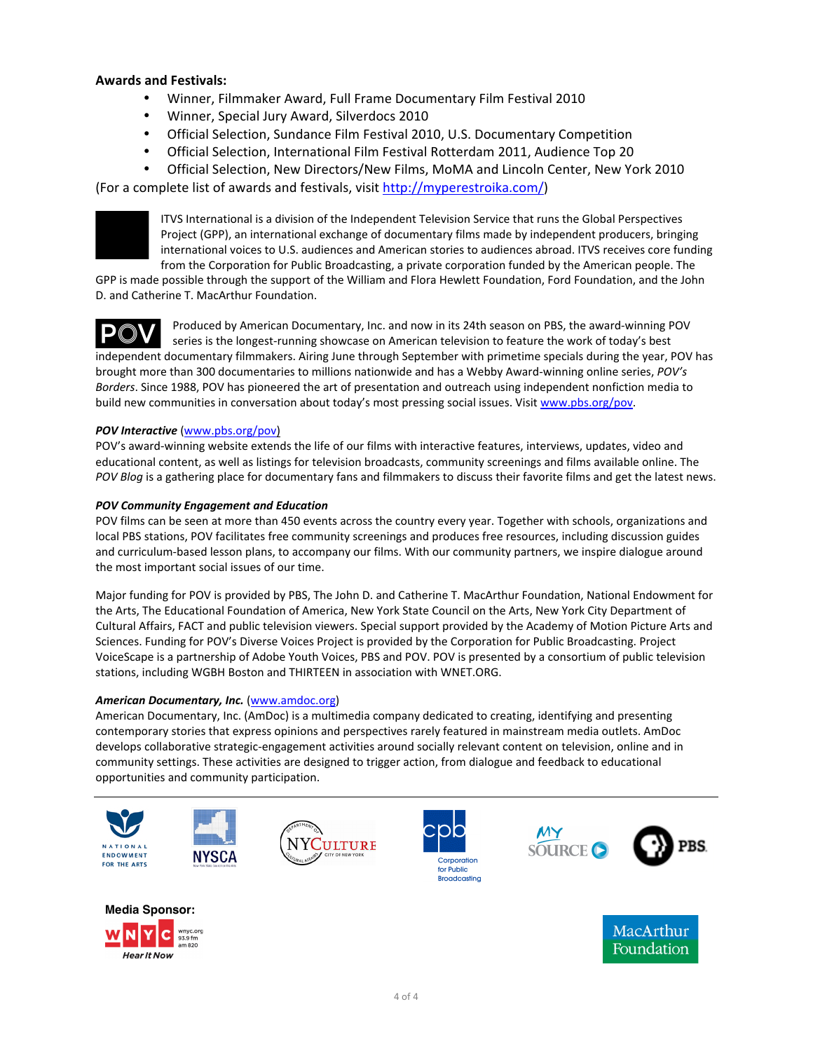**Awards and Festivals:**

- Winner, Filmmaker Award, Full Frame Documentary Film Festival 2010
- Winner, Special Jury Award, Silverdocs 2010
- Official Selection, Sundance Film Festival 2010, U.S. Documentary Competition
- Official Selection, International Film Festival Rotterdam 2011, Audience Top 20
- Official Selection, New Directors/New Films, MoMA and Lincoln Center, New York 2010

(For a complete list of awards and festivals, visit [http://myperestroika.com/](http://myperestroika.com/))

ITVS International is a division of the Independent Television Service that runs the Global Perspectives Project (GPP), an international exchange of documentary films made by independent producers, bringing international voices to U.S. audiences and American stories to audiences abroad. ITVS receives core funding from the Corporation for Public Broadcasting, a private corporation funded by the American people. The GPP is made possible through the support of the William and Flora Hewlett Foundation, Ford Foundation, and the John D. and Catherine T. MacArthur Foundation.

Produced by American Documentary, Inc. and now in its 24th season on PBS, the award-winning POV series is the longest-running showcase on American television to feature the work of today's best independent documentary filmmakers. Airing June through September with primetime specials during the year, POV has brought more than 300 documentaries to millions nationwide and has a Webby Award-winning online series, *POV's Borders*. Since 1988, POV has pioneered the art of presentation and outreach using independent nonfiction media to build new communities in conversation about today's most pressing social issues. Visit [www.pbs.org/pov](http://www.pbs.org/pov).

***POV Interactive*** ([www.pbs.org/pov](http://www.pbs.org/pov))
POV's award-winning website extends the life of our films with interactive features, interviews, updates, video and educational content, as well as listings for television broadcasts, community screenings and films available online. The *POV Blog* is a gathering place for documentary fans and filmmakers to discuss their favorite films and get the latest news.

***POV Community Engagement and Education***
POV films can be seen at more than 450 events across the country every year. Together with schools, organizations and local PBS stations, POV facilitates free community screenings and produces free resources, including discussion guides and curriculum-based lesson plans, to accompany our films. With our community partners, we inspire dialogue around the most important social issues of our time.

Major funding for POV is provided by PBS, The John D. and Catherine T. MacArthur Foundation, National Endowment for the Arts, The Educational Foundation of America, New York State Council on the Arts, New York City Department of Cultural Affairs, FACT and public television viewers. Special support provided by the Academy of Motion Picture Arts and Sciences. Funding for POV's Diverse Voices Project is provided by the Corporation for Public Broadcasting. Project VoiceScape is a partnership of Adobe Youth Voices, PBS and POV. POV is presented by a consortium of public television stations, including WGBH Boston and THIRTEEN in association with WNET.ORG.

***American Documentary, Inc.*** ([www.amdoc.org](http://www.amdoc.org))
American Documentary, Inc. (AmDoc) is a multimedia company dedicated to creating, identifying and presenting contemporary stories that express opinions and perspectives rarely featured in mainstream media outlets. AmDoc develops collaborative strategic-engagement activities around socially relevant content on television, online and in community settings. These activities are designed to trigger action, from dialogue and feedback to educational opportunities and community participation.

---

**Media Sponsor:**